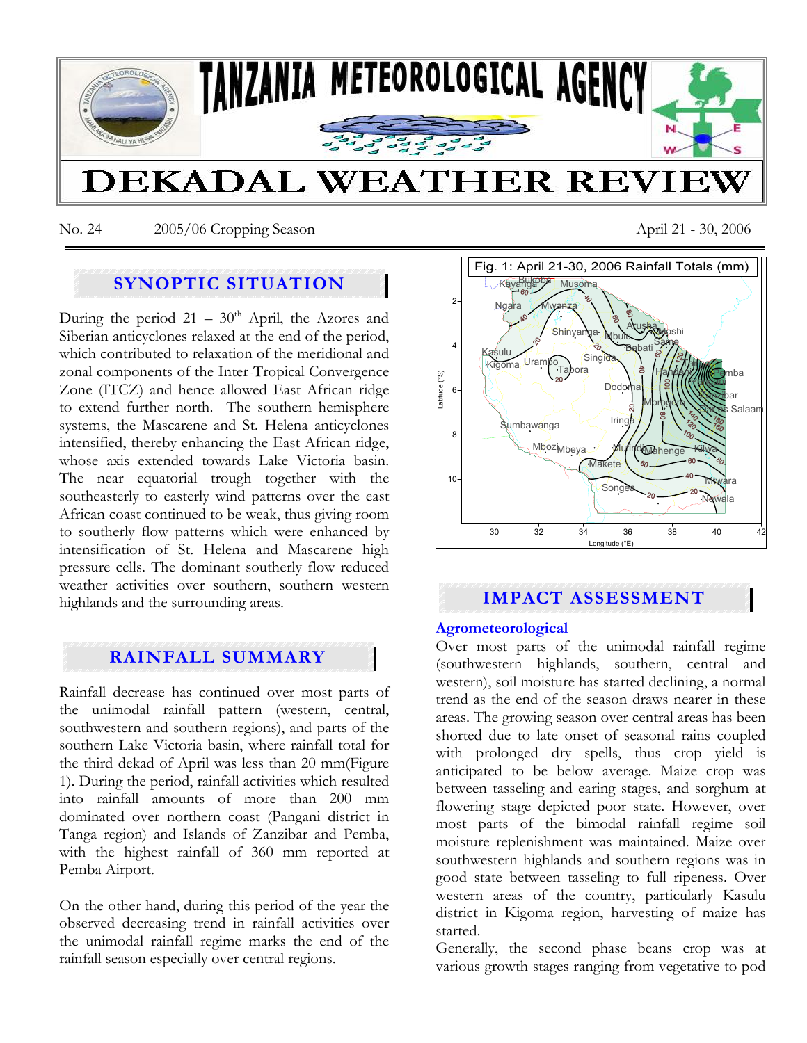# TANZANIA METEOROLOGICAL AGENCY

# DEKADAL WEATHER REVIEW

No. 24 2005/06 Cropping Season April 21 - 30, 2006

## SYNOPTIC SITUATION

During the period 21 – 30th April, the Azores and Siberian anticyclones relaxed at the end of the period, which contributed to relaxation of the meridional and zonal components of the Inter-Tropical Convergence Zone (ITCZ) and hence allowed East African ridge to extend further north. The southern hemisphere systems, the Mascarene and St. Helena anticyclones intensified, thereby enhancing the East African ridge, whose axis extended towards Lake Victoria basin. The near equatorial trough together with the southeasterly to easterly wind patterns over the east African coast continued to be weak, thus giving room to southerly flow patterns which were enhanced by intensification of St. Helena and Mascarene high pressure cells. The dominant southerly flow reduced weather activities over southern, southern western highlands and the surrounding areas.

## RAINFALL SUMMARY

Rainfall decrease has continued over most parts of the unimodal rainfall pattern (western, central, southwestern and southern regions), and parts of the southern Lake Victoria basin, where rainfall total for the third dekad of April was less than 20 mm(Figure 1). During the period, rainfall activities which resulted into rainfall amounts of more than 200 mm dominated over northern coast (Pangani district in Tanga region) and Islands of Zanzibar and Pemba, with the highest rainfall of 360 mm reported at Pemba Airport.

On the other hand, during this period of the year the observed decreasing trend in rainfall activities over the unimodal rainfall regime marks the end of the rainfall season especially over central regions.

Fig. 1: April 21-30, 2006 Rainfall Totals (mm)

## IMPACT ASSESSMENT

### Agrometeorological

Over most parts of the unimodal rainfall regime (southwestern highlands, southern, central and western), soil moisture has started declining, a normal trend as the end of the season draws nearer in these areas. The growing season over central areas has been shorted due to late onset of seasonal rains coupled with prolonged dry spells, thus crop yield is anticipated to be below average. Maize crop was between tasseling and earing stages, and sorghum at flowering stage depicted poor state. However, over most parts of the bimodal rainfall regime soil moisture replenishment was maintained. Maize over southwestern highlands and southern regions was in good state between tasseling to full ripeness. Over western areas of the country, particularly Kasulu district in Kigoma region, harvesting of maize has started.

Generally, the second phase beans crop was at various growth stages ranging from vegetative to pod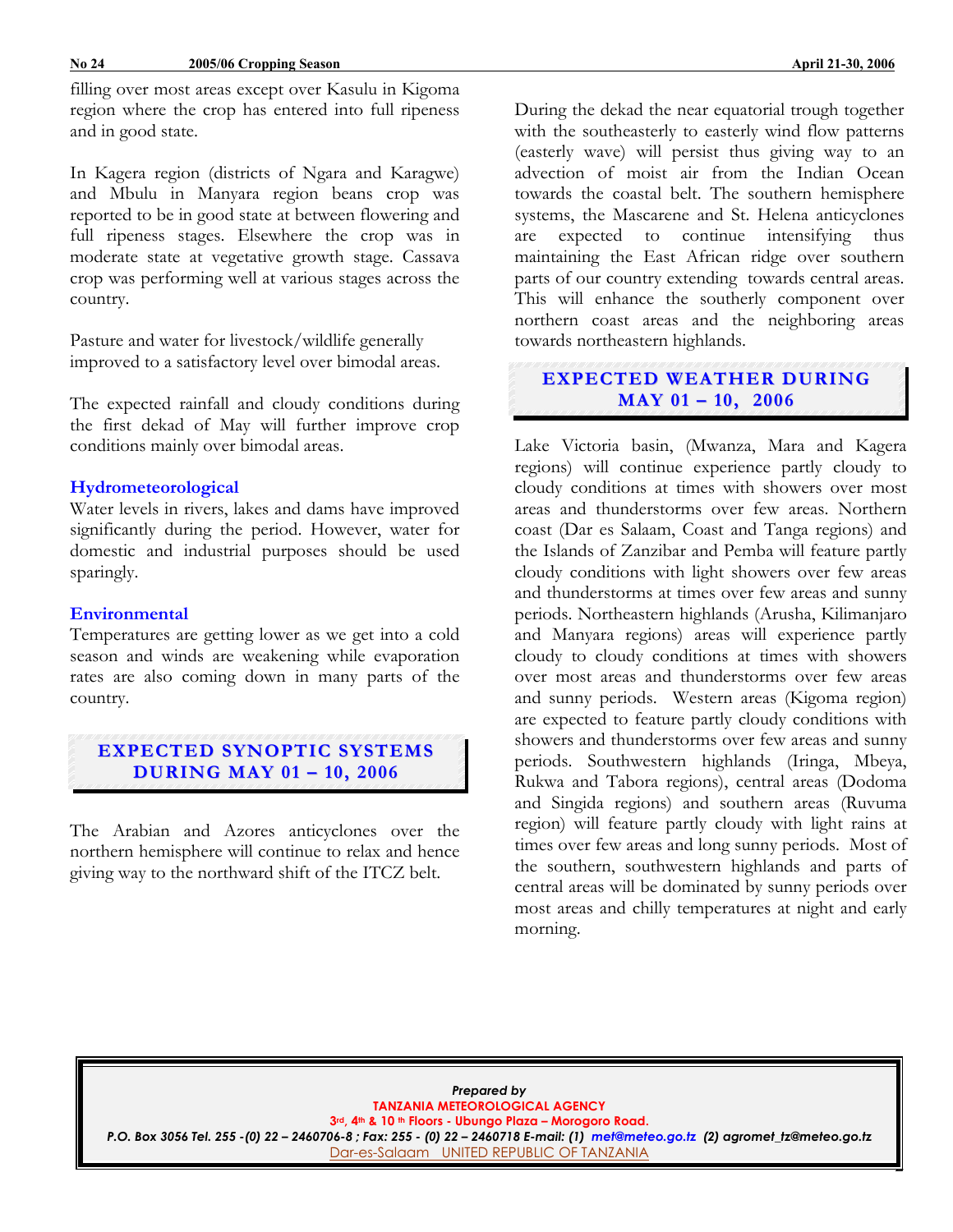filling over most areas except over Kasulu in Kigoma region where the crop has entered into full ripeness and in good state.

In Kagera region (districts of Ngara and Karagwe) and Mbulu in Manyara region beans crop was reported to be in good state at between flowering and full ripeness stages. Elsewhere the crop was in moderate state at vegetative growth stage. Cassava crop was performing well at various stages across the country.

Pasture and water for livestock/wildlife generally improved to a satisfactory level over bimodal areas.

The expected rainfall and cloudy conditions during the first dekad of May will further improve crop conditions mainly over bimodal areas.

### Hydrometeorological

Water levels in rivers, lakes and dams have improved significantly during the period. However, water for domestic and industrial purposes should be used sparingly.

### Environmental

Temperatures are getting lower as we get into a cold season and winds are weakening while evaporation rates are also coming down in many parts of the country.

## EXPECTED SYNOPTIC SYSTEMS DURING MAY 01 – 10, 2006

The Arabian and Azores anticyclones over the northern hemisphere will continue to relax and hence giving way to the northward shift of the ITCZ belt.

During the dekad the near equatorial trough together with the southeasterly to easterly wind flow patterns (easterly wave) will persist thus giving way to an advection of moist air from the Indian Ocean towards the coastal belt. The southern hemisphere systems, the Mascarene and St. Helena anticyclones are expected to continue intensifying thus maintaining the East African ridge over southern parts of our country extending towards central areas. This will enhance the southerly component over northern coast areas and the neighboring areas towards northeastern highlands.

## EXPECTED WEATHER DURING MAY 01 – 10, 2006

Lake Victoria basin, (Mwanza, Mara and Kagera regions) will continue experience partly cloudy to cloudy conditions at times with showers over most areas and thunderstorms over few areas. Northern coast (Dar es Salaam, Coast and Tanga regions) and the Islands of Zanzibar and Pemba will feature partly cloudy conditions with light showers over few areas and thunderstorms at times over few areas and sunny periods. Northeastern highlands (Arusha, Kilimanjaro and Manyara regions) areas will experience partly cloudy to cloudy conditions at times with showers over most areas and thunderstorms over few areas and sunny periods. Western areas (Kigoma region) are expected to feature partly cloudy conditions with showers and thunderstorms over few areas and sunny periods. Southwestern highlands (Iringa, Mbeya, Rukwa and Tabora regions), central areas (Dodoma and Singida regions) and southern areas (Ruvuma region) will feature partly cloudy with light rains at times over few areas and long sunny periods. Most of the southern, southwestern highlands and parts of central areas will be dominated by sunny periods over most areas and chilly temperatures at night and early morning.

*Prepared by*
**TANZANIA METEOROLOGICAL AGENCY**
**3rd, 4th & 10th Floors - Ubungo Plaza – Morogoro Road.**
*P.O. Box 3056 Tel. 255 -(0) 22 – 2460706-8 ; Fax: 255 - (0) 22 – 2460718 E-mail: (1) met@meteo.go.tz (2) agromet_tz@meteo.go.tz*
Dar-es-Salaam UNITED REPUBLIC OF TANZANIA